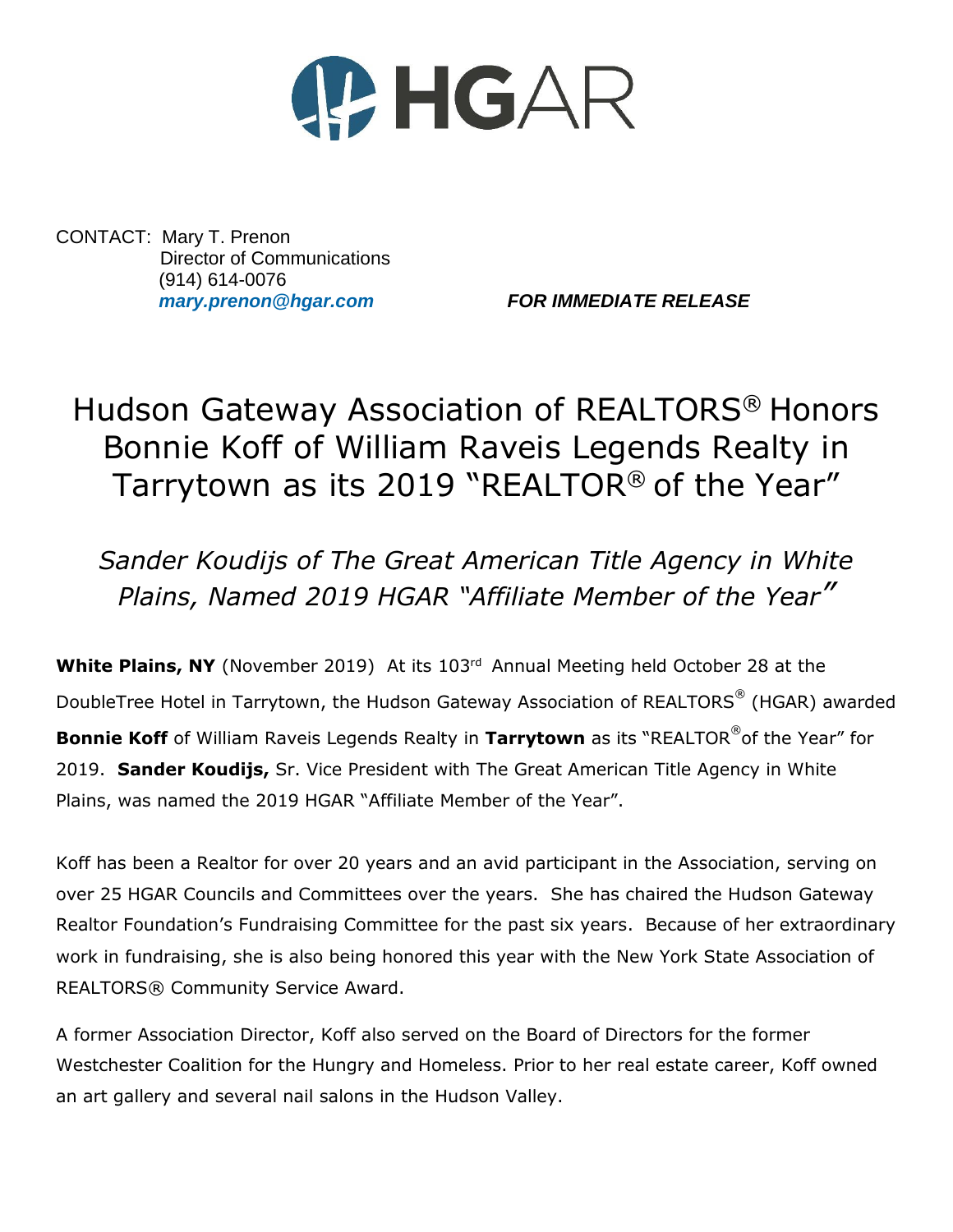# HGAR

CONTACT: Mary T. Prenon
Director of Communications
(914) 614-0076
*mary.prenon@hgar.com*

***FOR IMMEDIATE RELEASE***

# Hudson Gateway Association of REALTORS® Honors Bonnie Koff of William Raveis Legends Realty in Tarrytown as its 2019 "REALTOR® of the Year"

## *Sander Koudijs of The Great American Title Agency in White Plains, Named 2019 HGAR "Affiliate Member of the Year"*

**White Plains, NY** (November 2019) At its 103rd Annual Meeting held October 28 at the DoubleTree Hotel in Tarrytown, the Hudson Gateway Association of REALTORS® (HGAR) awarded **Bonnie Koff** of William Raveis Legends Realty in **Tarrytown** as its "REALTOR®of the Year" for 2019. **Sander Koudijs,** Sr. Vice President with The Great American Title Agency in White Plains, was named the 2019 HGAR "Affiliate Member of the Year".

Koff has been a Realtor for over 20 years and an avid participant in the Association, serving on over 25 HGAR Councils and Committees over the years. She has chaired the Hudson Gateway Realtor Foundation's Fundraising Committee for the past six years. Because of her extraordinary work in fundraising, she is also being honored this year with the New York State Association of REALTORS® Community Service Award.

A former Association Director, Koff also served on the Board of Directors for the former Westchester Coalition for the Hungry and Homeless. Prior to her real estate career, Koff owned an art gallery and several nail salons in the Hudson Valley.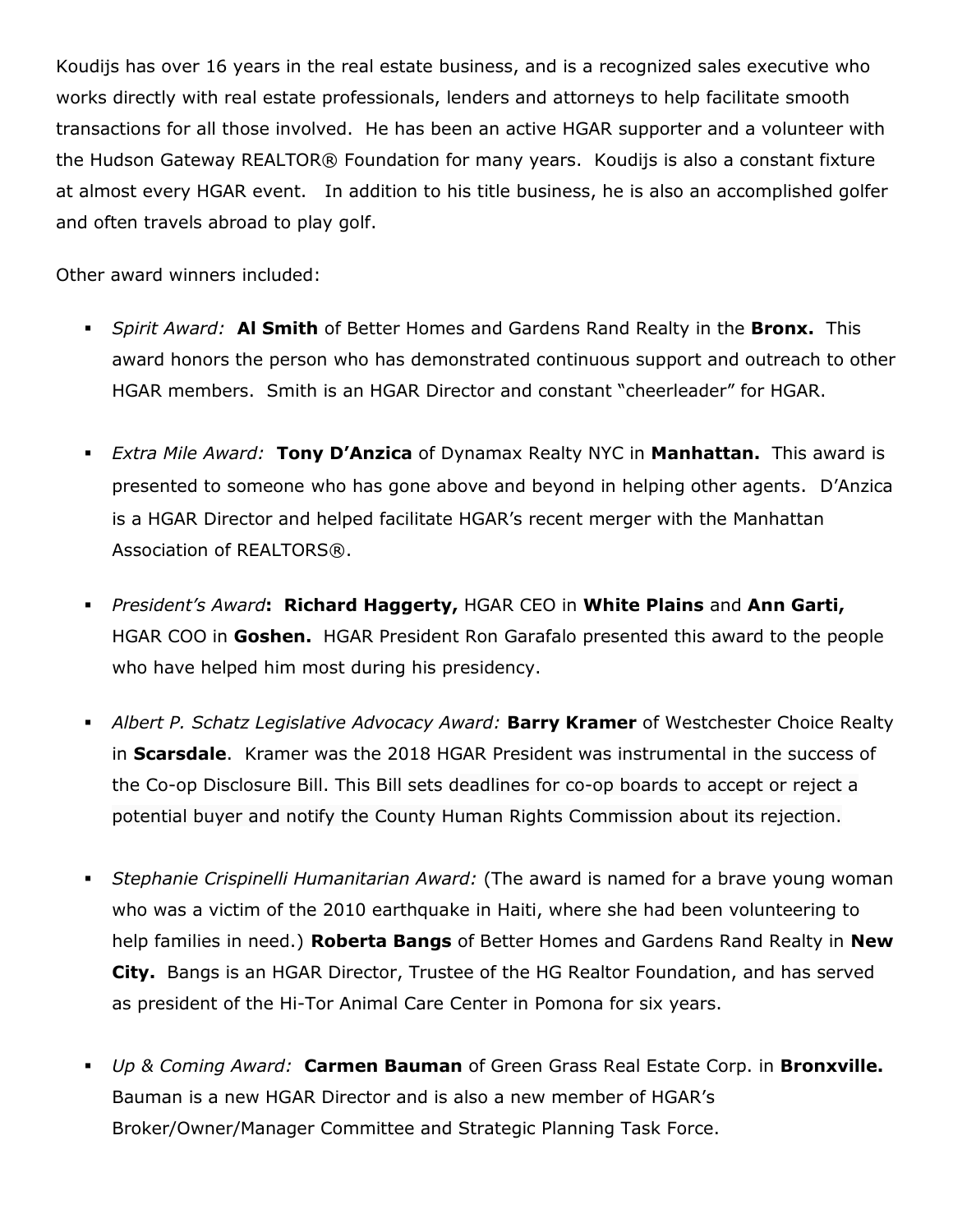Koudijs has over 16 years in the real estate business, and is a recognized sales executive who works directly with real estate professionals, lenders and attorneys to help facilitate smooth transactions for all those involved. He has been an active HGAR supporter and a volunteer with the Hudson Gateway REALTOR® Foundation for many years. Koudijs is also a constant fixture at almost every HGAR event. In addition to his title business, he is also an accomplished golfer and often travels abroad to play golf.

Other award winners included:

- *Spirit Award:* **Al Smith** of Better Homes and Gardens Rand Realty in the **Bronx.** This award honors the person who has demonstrated continuous support and outreach to other HGAR members. Smith is an HGAR Director and constant "cheerleader" for HGAR.

- *Extra Mile Award:* **Tony D'Anzica** of Dynamax Realty NYC in **Manhattan.** This award is presented to someone who has gone above and beyond in helping other agents. D'Anzica is a HGAR Director and helped facilitate HGAR's recent merger with the Manhattan Association of REALTORS®.

- *President's Award***:** **Richard Haggerty,** HGAR CEO in **White Plains** and **Ann Garti,** HGAR COO in **Goshen.** HGAR President Ron Garafalo presented this award to the people who have helped him most during his presidency.

- *Albert P. Schatz Legislative Advocacy Award:* **Barry Kramer** of Westchester Choice Realty in **Scarsdale**. Kramer was the 2018 HGAR President was instrumental in the success of the Co-op Disclosure Bill. This Bill sets deadlines for co-op boards to accept or reject a potential buyer and notify the County Human Rights Commission about its rejection.

- *Stephanie Crispinelli Humanitarian Award:* (The award is named for a brave young woman who was a victim of the 2010 earthquake in Haiti, where she had been volunteering to help families in need.) **Roberta Bangs** of Better Homes and Gardens Rand Realty in **New City.** Bangs is an HGAR Director, Trustee of the HG Realtor Foundation, and has served as president of the Hi-Tor Animal Care Center in Pomona for six years.

- *Up & Coming Award:* **Carmen Bauman** of Green Grass Real Estate Corp. in **Bronxville.** Bauman is a new HGAR Director and is also a new member of HGAR's Broker/Owner/Manager Committee and Strategic Planning Task Force.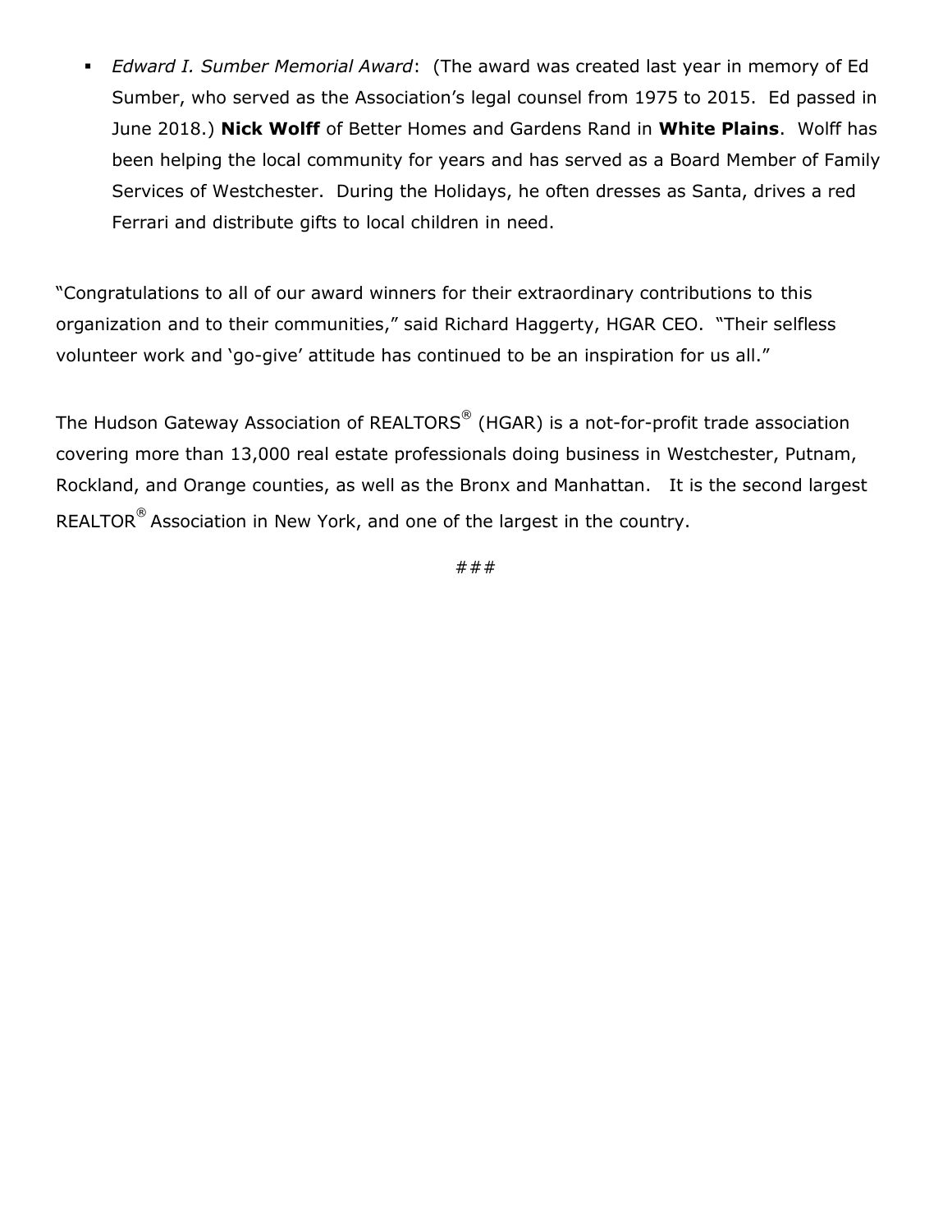- *Edward I. Sumber Memorial Award*: (The award was created last year in memory of Ed Sumber, who served as the Association's legal counsel from 1975 to 2015. Ed passed in June 2018.) **Nick Wolff** of Better Homes and Gardens Rand in **White Plains**. Wolff has been helping the local community for years and has served as a Board Member of Family Services of Westchester. During the Holidays, he often dresses as Santa, drives a red Ferrari and distribute gifts to local children in need.

"Congratulations to all of our award winners for their extraordinary contributions to this organization and to their communities," said Richard Haggerty, HGAR CEO. "Their selfless volunteer work and 'go-give' attitude has continued to be an inspiration for us all."

The Hudson Gateway Association of REALTORS® (HGAR) is a not-for-profit trade association covering more than 13,000 real estate professionals doing business in Westchester, Putnam, Rockland, and Orange counties, as well as the Bronx and Manhattan. It is the second largest REALTOR® Association in New York, and one of the largest in the country.

###